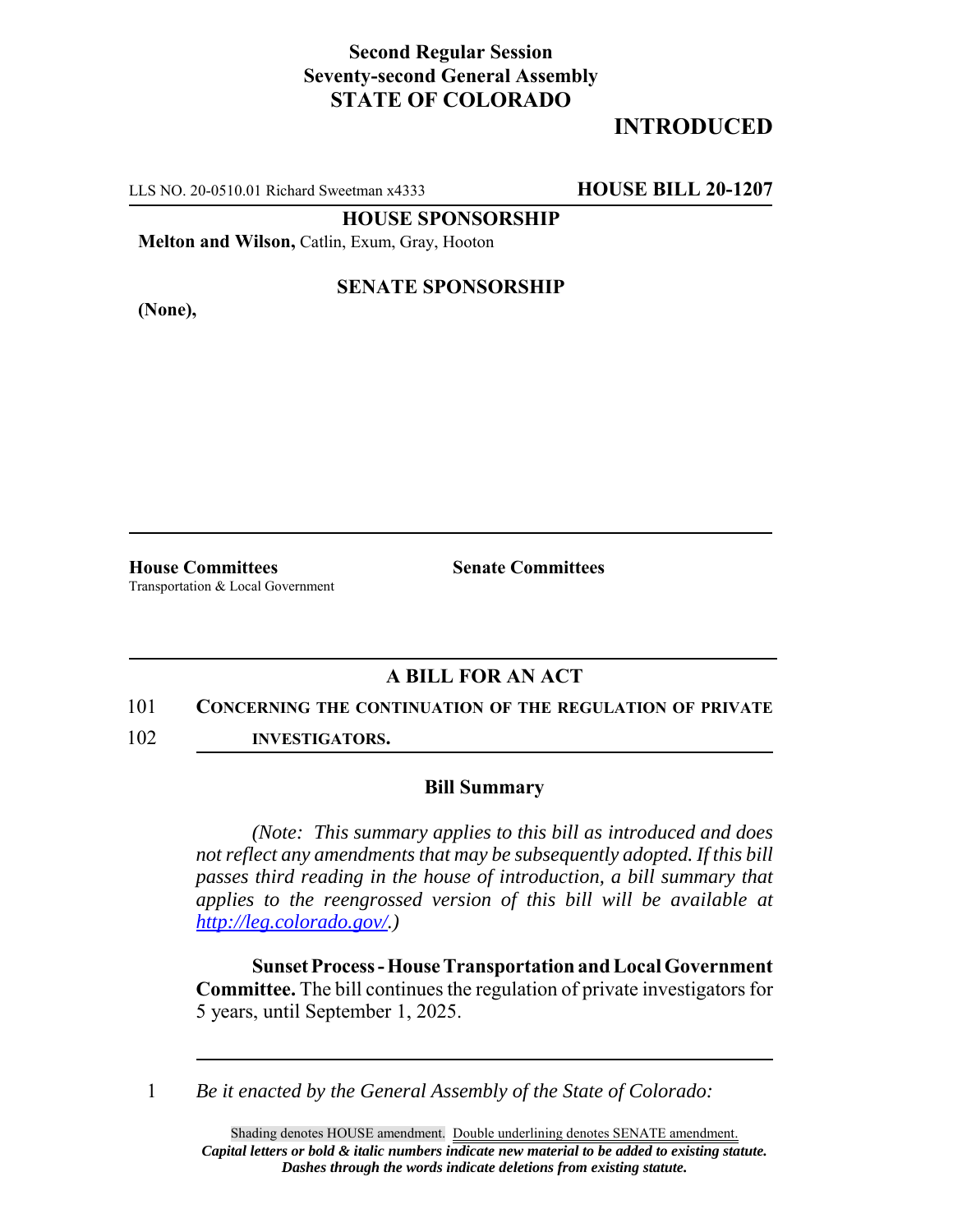**Second Regular Session**
**Seventy-second General Assembly**
**STATE OF COLORADO**

# INTRODUCED

LLS NO. 20-0510.01 Richard Sweetman x4333 **HOUSE BILL 20-1207**

**HOUSE SPONSORSHIP**

**Melton and Wilson,** Catlin, Exum, Gray, Hooton

**SENATE SPONSORSHIP**

**(None),**

**House Committees**
Transportation & Local Government

**Senate Committees**

## A BILL FOR AN ACT

101 **CONCERNING THE CONTINUATION OF THE REGULATION OF PRIVATE**
102 **INVESTIGATORS.**

### Bill Summary

*(Note: This summary applies to this bill as introduced and does not reflect any amendments that may be subsequently adopted. If this bill passes third reading in the house of introduction, a bill summary that applies to the reengrossed version of this bill will be available at http://leg.colorado.gov/.)*

**Sunset Process - House Transportation and Local Government Committee.** The bill continues the regulation of private investigators for 5 years, until September 1, 2025.

1 *Be it enacted by the General Assembly of the State of Colorado:*

Shading denotes HOUSE amendment. Double underlining denotes SENATE amendment.
***Capital letters or bold & italic numbers indicate new material to be added to existing statute.***
***Dashes through the words indicate deletions from existing statute.***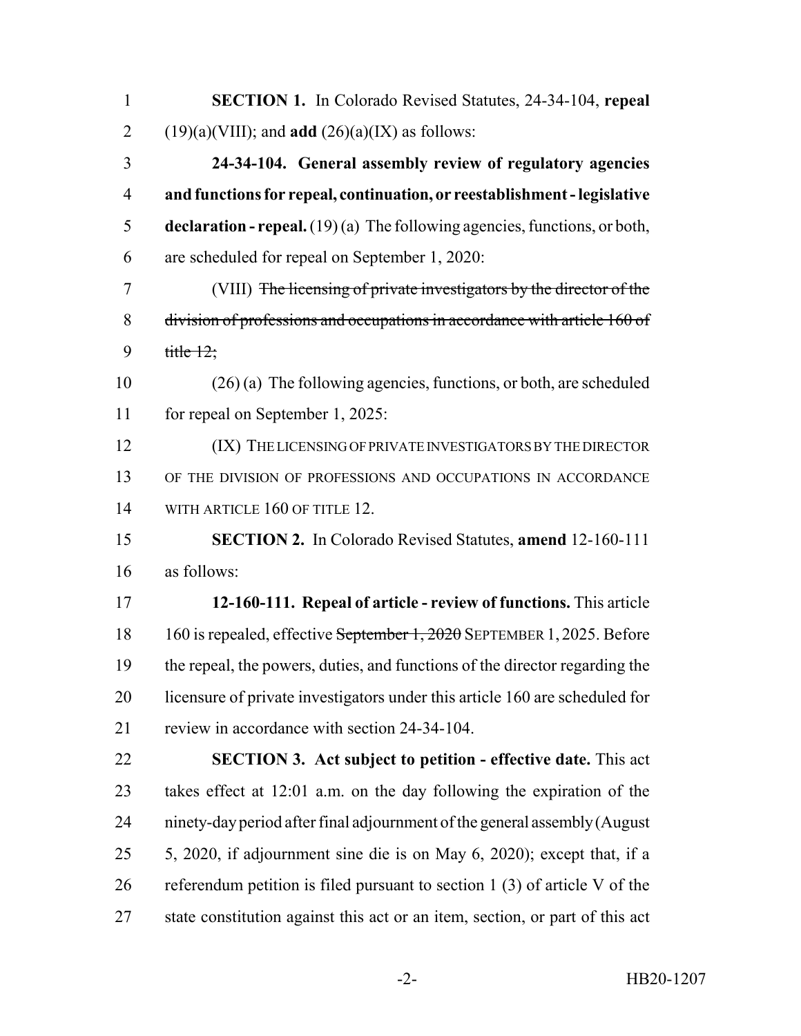**SECTION 1.** In Colorado Revised Statutes, 24-34-104, **repeal** (19)(a)(VIII); and **add** (26)(a)(IX) as follows:

**24-34-104. General assembly review of regulatory agencies and functions for repeal, continuation, or reestablishment - legislative declaration - repeal.** (19) (a) The following agencies, functions, or both, are scheduled for repeal on September 1, 2020:

(VIII) ~~The licensing of private investigators by the director of the division of professions and occupations in accordance with article 160 of title 12;~~

(26) (a) The following agencies, functions, or both, are scheduled for repeal on September 1, 2025:

(IX) THE LICENSING OF PRIVATE INVESTIGATORS BY THE DIRECTOR OF THE DIVISION OF PROFESSIONS AND OCCUPATIONS IN ACCORDANCE WITH ARTICLE 160 OF TITLE 12.

**SECTION 2.** In Colorado Revised Statutes, **amend** 12-160-111 as follows:

**12-160-111. Repeal of article - review of functions.** This article 160 is repealed, effective ~~September 1, 2020~~ SEPTEMBER 1, 2025. Before the repeal, the powers, duties, and functions of the director regarding the licensure of private investigators under this article 160 are scheduled for review in accordance with section 24-34-104.

**SECTION 3. Act subject to petition - effective date.** This act takes effect at 12:01 a.m. on the day following the expiration of the ninety-day period after final adjournment of the general assembly (August 5, 2020, if adjournment sine die is on May 6, 2020); except that, if a referendum petition is filed pursuant to section 1 (3) of article V of the state constitution against this act or an item, section, or part of this act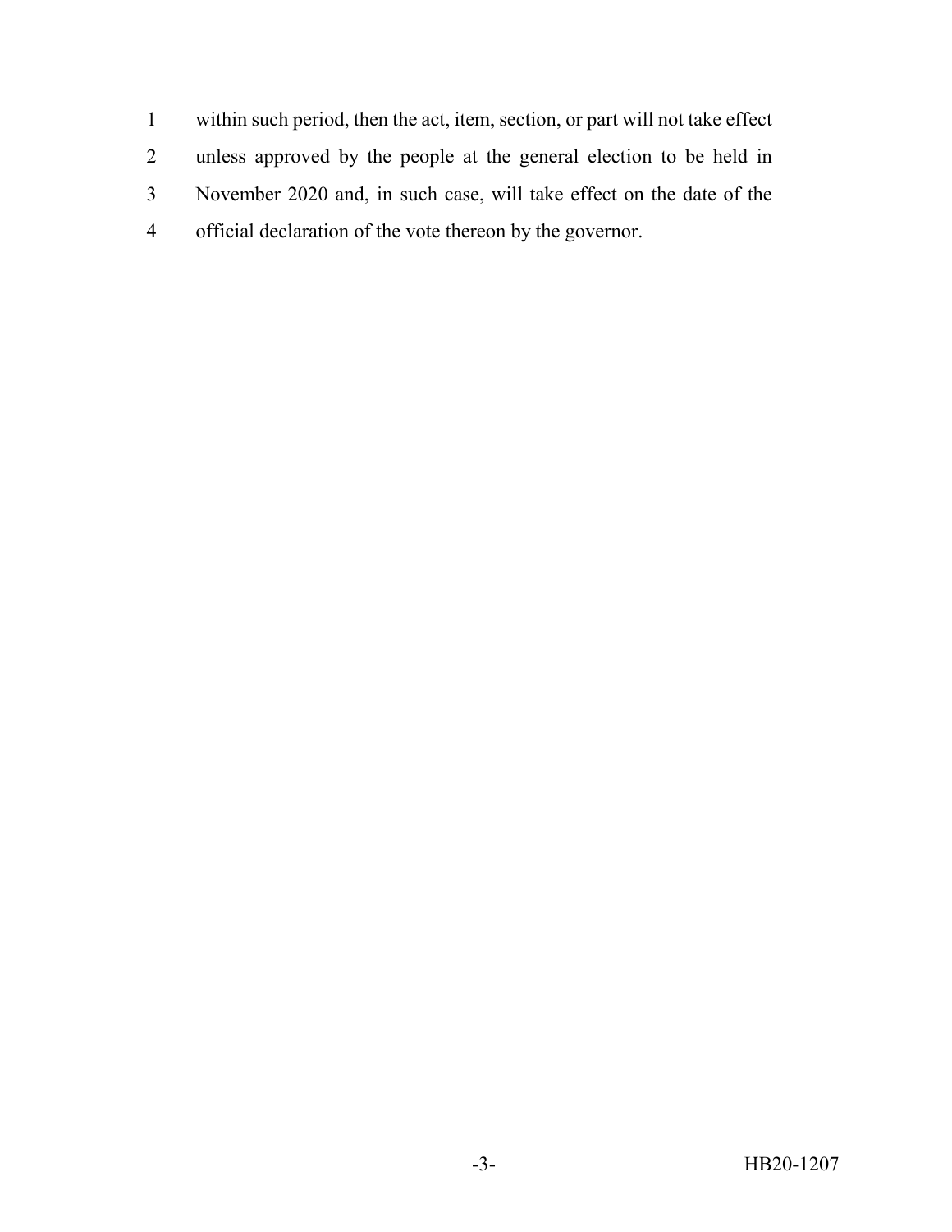within such period, then the act, item, section, or part will not take effect unless approved by the people at the general election to be held in November 2020 and, in such case, will take effect on the date of the official declaration of the vote thereon by the governor.